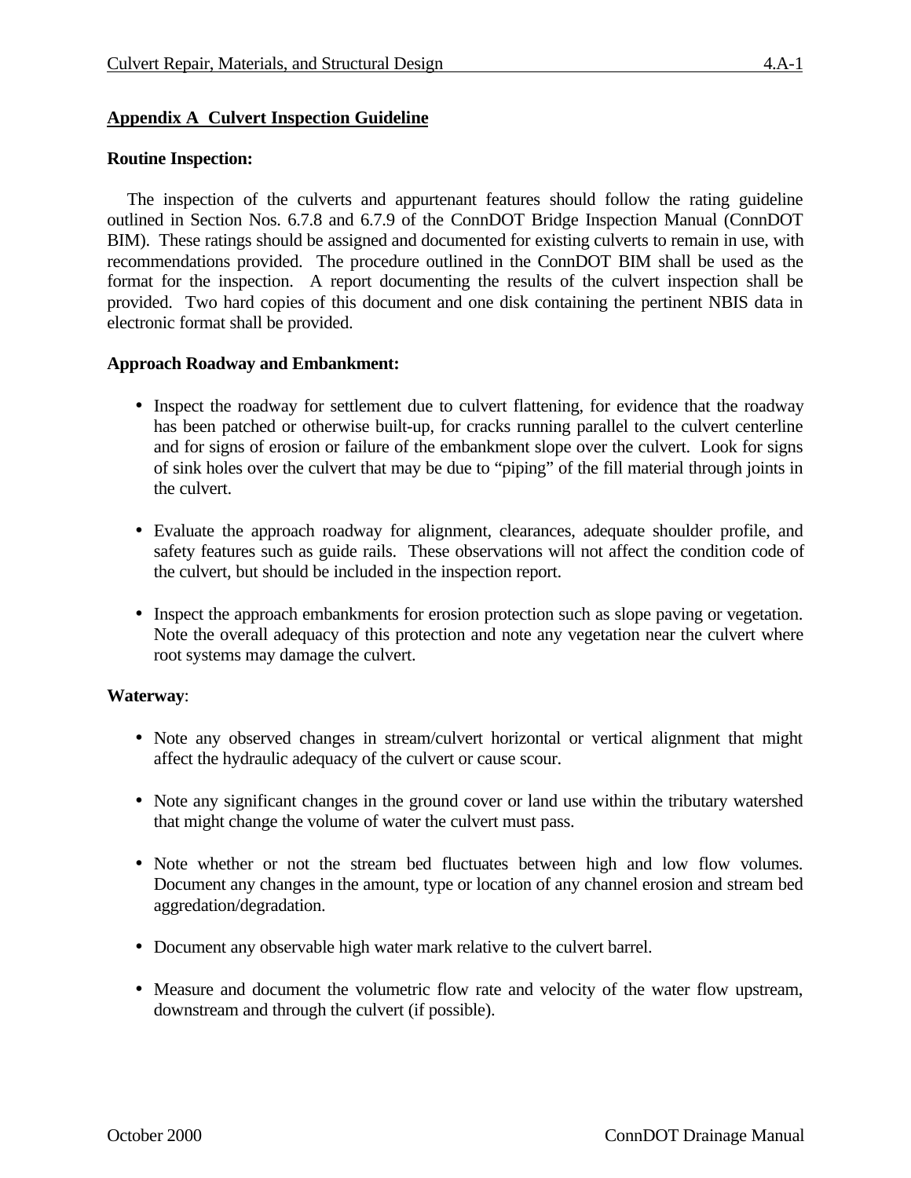## Appendix A  Culvert Inspection Guideline

**Routine Inspection:**

The inspection of the culverts and appurtenant features should follow the rating guideline outlined in Section Nos. 6.7.8 and 6.7.9 of the ConnDOT Bridge Inspection Manual (ConnDOT BIM). These ratings should be assigned and documented for existing culverts to remain in use, with recommendations provided. The procedure outlined in the ConnDOT BIM shall be used as the format for the inspection. A report documenting the results of the culvert inspection shall be provided. Two hard copies of this document and one disk containing the pertinent NBIS data in electronic format shall be provided.

**Approach Roadway and Embankment:**

- Inspect the roadway for settlement due to culvert flattening, for evidence that the roadway has been patched or otherwise built-up, for cracks running parallel to the culvert centerline and for signs of erosion or failure of the embankment slope over the culvert. Look for signs of sink holes over the culvert that may be due to "piping" of the fill material through joints in the culvert.

- Evaluate the approach roadway for alignment, clearances, adequate shoulder profile, and safety features such as guide rails. These observations will not affect the condition code of the culvert, but should be included in the inspection report.

- Inspect the approach embankments for erosion protection such as slope paving or vegetation. Note the overall adequacy of this protection and note any vegetation near the culvert where root systems may damage the culvert.

**Waterway**:

- Note any observed changes in stream/culvert horizontal or vertical alignment that might affect the hydraulic adequacy of the culvert or cause scour.

- Note any significant changes in the ground cover or land use within the tributary watershed that might change the volume of water the culvert must pass.

- Note whether or not the stream bed fluctuates between high and low flow volumes. Document any changes in the amount, type or location of any channel erosion and stream bed aggredation/degradation.

- Document any observable high water mark relative to the culvert barrel.

- Measure and document the volumetric flow rate and velocity of the water flow upstream, downstream and through the culvert (if possible).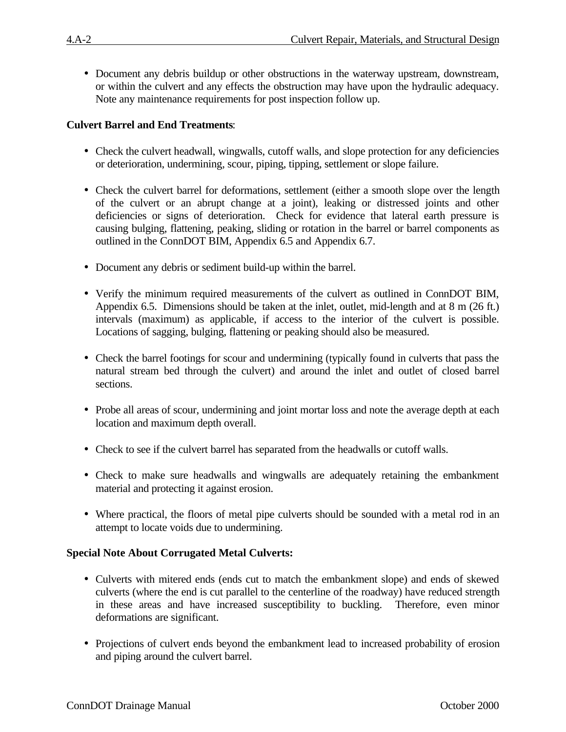- Document any debris buildup or other obstructions in the waterway upstream, downstream, or within the culvert and any effects the obstruction may have upon the hydraulic adequacy. Note any maintenance requirements for post inspection follow up.

**Culvert Barrel and End Treatments**:

- Check the culvert headwall, wingwalls, cutoff walls, and slope protection for any deficiencies or deterioration, undermining, scour, piping, tipping, settlement or slope failure.

- Check the culvert barrel for deformations, settlement (either a smooth slope over the length of the culvert or an abrupt change at a joint), leaking or distressed joints and other deficiencies or signs of deterioration. Check for evidence that lateral earth pressure is causing bulging, flattening, peaking, sliding or rotation in the barrel or barrel components as outlined in the ConnDOT BIM, Appendix 6.5 and Appendix 6.7.

- Document any debris or sediment build-up within the barrel.

- Verify the minimum required measurements of the culvert as outlined in ConnDOT BIM, Appendix 6.5. Dimensions should be taken at the inlet, outlet, mid-length and at 8 m (26 ft.) intervals (maximum) as applicable, if access to the interior of the culvert is possible. Locations of sagging, bulging, flattening or peaking should also be measured.

- Check the barrel footings for scour and undermining (typically found in culverts that pass the natural stream bed through the culvert) and around the inlet and outlet of closed barrel sections.

- Probe all areas of scour, undermining and joint mortar loss and note the average depth at each location and maximum depth overall.

- Check to see if the culvert barrel has separated from the headwalls or cutoff walls.

- Check to make sure headwalls and wingwalls are adequately retaining the embankment material and protecting it against erosion.

- Where practical, the floors of metal pipe culverts should be sounded with a metal rod in an attempt to locate voids due to undermining.

**Special Note About Corrugated Metal Culverts:**

- Culverts with mitered ends (ends cut to match the embankment slope) and ends of skewed culverts (where the end is cut parallel to the centerline of the roadway) have reduced strength in these areas and have increased susceptibility to buckling. Therefore, even minor deformations are significant.

- Projections of culvert ends beyond the embankment lead to increased probability of erosion and piping around the culvert barrel.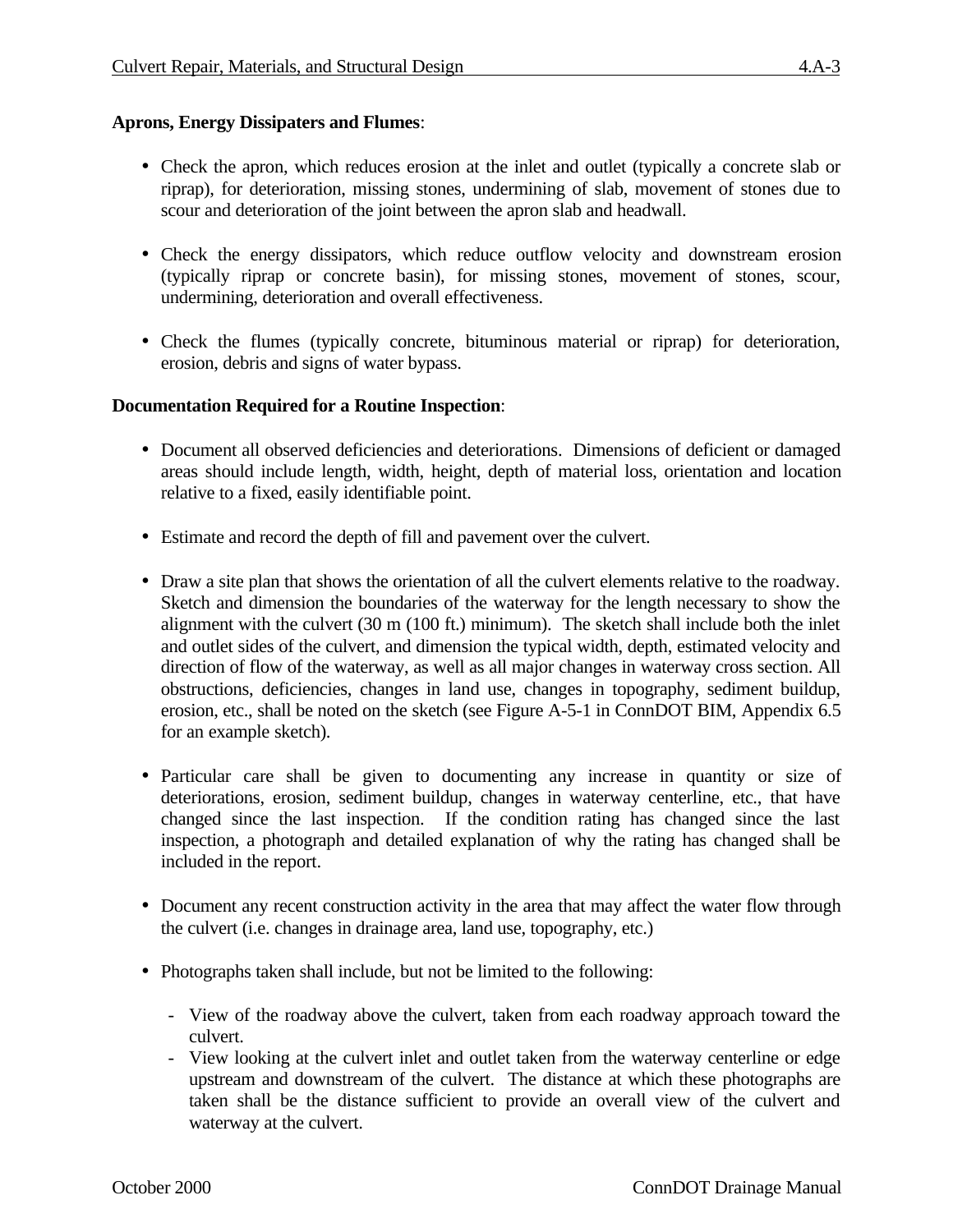**Aprons, Energy Dissipaters and Flumes**:

- Check the apron, which reduces erosion at the inlet and outlet (typically a concrete slab or riprap), for deterioration, missing stones, undermining of slab, movement of stones due to scour and deterioration of the joint between the apron slab and headwall.

- Check the energy dissipators, which reduce outflow velocity and downstream erosion (typically riprap or concrete basin), for missing stones, movement of stones, scour, undermining, deterioration and overall effectiveness.

- Check the flumes (typically concrete, bituminous material or riprap) for deterioration, erosion, debris and signs of water bypass.

**Documentation Required for a Routine Inspection**:

- Document all observed deficiencies and deteriorations. Dimensions of deficient or damaged areas should include length, width, height, depth of material loss, orientation and location relative to a fixed, easily identifiable point.

- Estimate and record the depth of fill and pavement over the culvert.

- Draw a site plan that shows the orientation of all the culvert elements relative to the roadway. Sketch and dimension the boundaries of the waterway for the length necessary to show the alignment with the culvert (30 m (100 ft.) minimum). The sketch shall include both the inlet and outlet sides of the culvert, and dimension the typical width, depth, estimated velocity and direction of flow of the waterway, as well as all major changes in waterway cross section. All obstructions, deficiencies, changes in land use, changes in topography, sediment buildup, erosion, etc., shall be noted on the sketch (see Figure A-5-1 in ConnDOT BIM, Appendix 6.5 for an example sketch).

- Particular care shall be given to documenting any increase in quantity or size of deteriorations, erosion, sediment buildup, changes in waterway centerline, etc., that have changed since the last inspection. If the condition rating has changed since the last inspection, a photograph and detailed explanation of why the rating has changed shall be included in the report.

- Document any recent construction activity in the area that may affect the water flow through the culvert (i.e. changes in drainage area, land use, topography, etc.)

- Photographs taken shall include, but not be limited to the following:

  - View of the roadway above the culvert, taken from each roadway approach toward the culvert.
  - View looking at the culvert inlet and outlet taken from the waterway centerline or edge upstream and downstream of the culvert. The distance at which these photographs are taken shall be the distance sufficient to provide an overall view of the culvert and waterway at the culvert.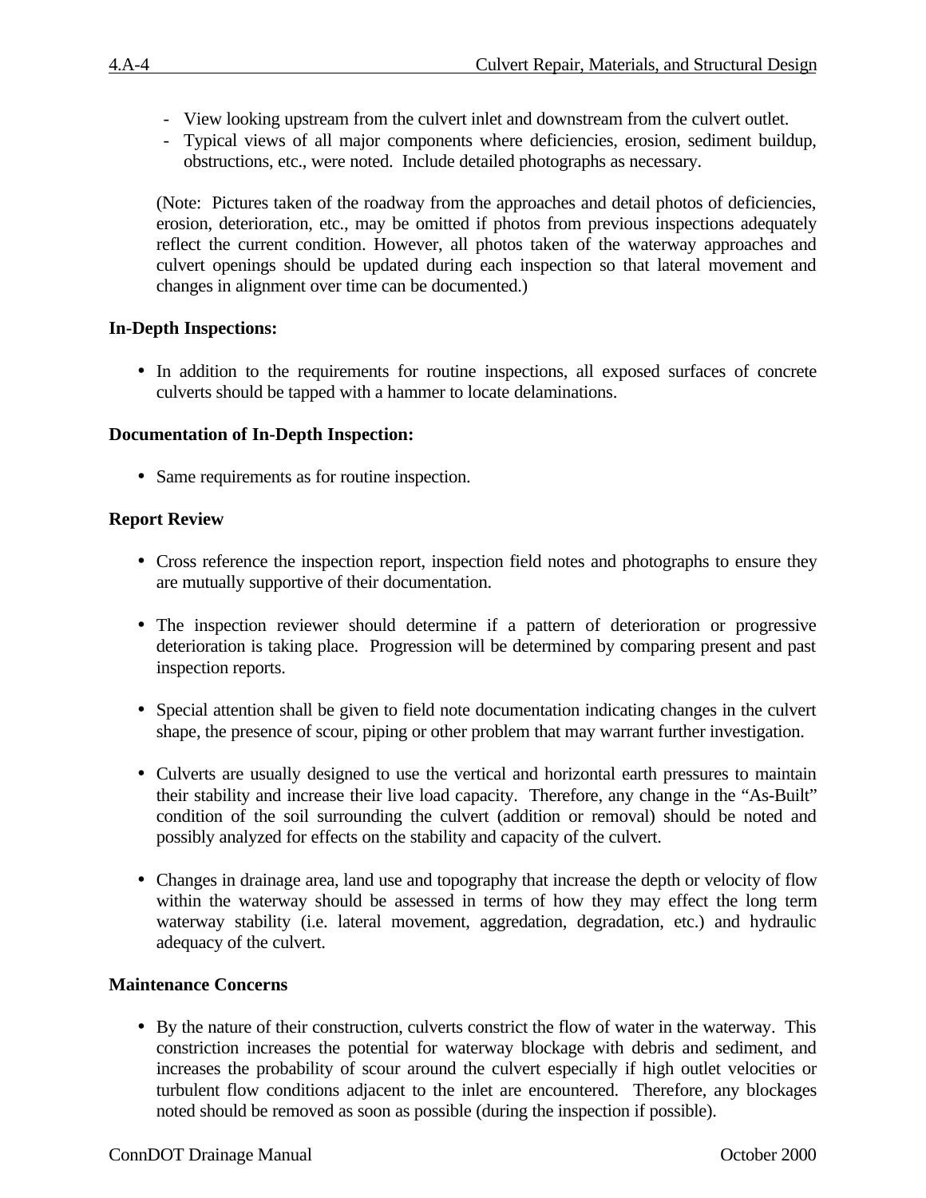- View looking upstream from the culvert inlet and downstream from the culvert outlet.
  - Typical views of all major components where deficiencies, erosion, sediment buildup, obstructions, etc., were noted. Include detailed photographs as necessary.

  (Note: Pictures taken of the roadway from the approaches and detail photos of deficiencies, erosion, deterioration, etc., may be omitted if photos from previous inspections adequately reflect the current condition. However, all photos taken of the waterway approaches and culvert openings should be updated during each inspection so that lateral movement and changes in alignment over time can be documented.)

**In-Depth Inspections:**

- In addition to the requirements for routine inspections, all exposed surfaces of concrete culverts should be tapped with a hammer to locate delaminations.

**Documentation of In-Depth Inspection:**

- Same requirements as for routine inspection.

**Report Review**

- Cross reference the inspection report, inspection field notes and photographs to ensure they are mutually supportive of their documentation.

- The inspection reviewer should determine if a pattern of deterioration or progressive deterioration is taking place. Progression will be determined by comparing present and past inspection reports.

- Special attention shall be given to field note documentation indicating changes in the culvert shape, the presence of scour, piping or other problem that may warrant further investigation.

- Culverts are usually designed to use the vertical and horizontal earth pressures to maintain their stability and increase their live load capacity. Therefore, any change in the "As-Built" condition of the soil surrounding the culvert (addition or removal) should be noted and possibly analyzed for effects on the stability and capacity of the culvert.

- Changes in drainage area, land use and topography that increase the depth or velocity of flow within the waterway should be assessed in terms of how they may effect the long term waterway stability (i.e. lateral movement, aggredation, degradation, etc.) and hydraulic adequacy of the culvert.

**Maintenance Concerns**

- By the nature of their construction, culverts constrict the flow of water in the waterway. This constriction increases the potential for waterway blockage with debris and sediment, and increases the probability of scour around the culvert especially if high outlet velocities or turbulent flow conditions adjacent to the inlet are encountered. Therefore, any blockages noted should be removed as soon as possible (during the inspection if possible).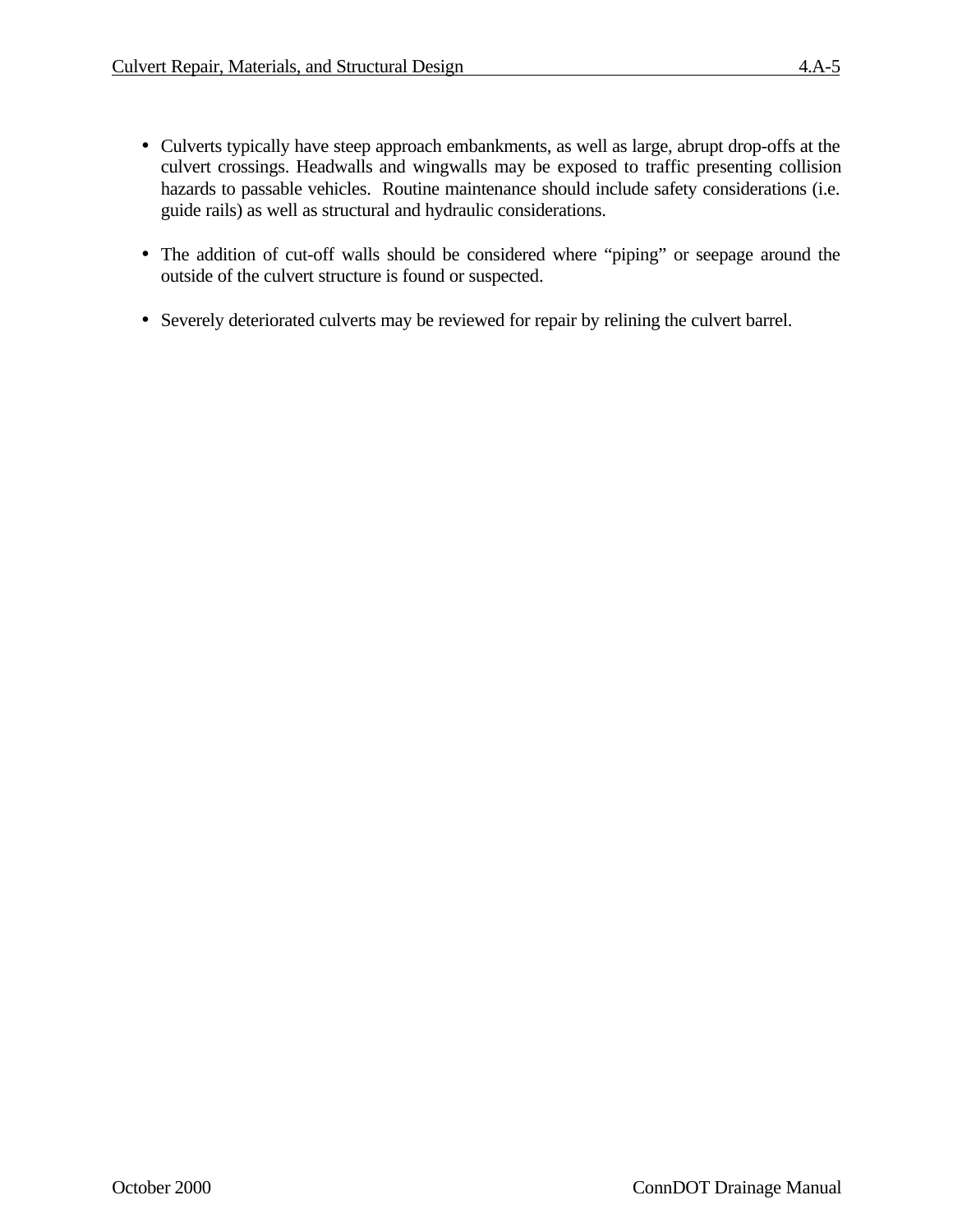- Culverts typically have steep approach embankments, as well as large, abrupt drop-offs at the culvert crossings. Headwalls and wingwalls may be exposed to traffic presenting collision hazards to passable vehicles. Routine maintenance should include safety considerations (i.e. guide rails) as well as structural and hydraulic considerations.

- The addition of cut-off walls should be considered where "piping" or seepage around the outside of the culvert structure is found or suspected.

- Severely deteriorated culverts may be reviewed for repair by relining the culvert barrel.